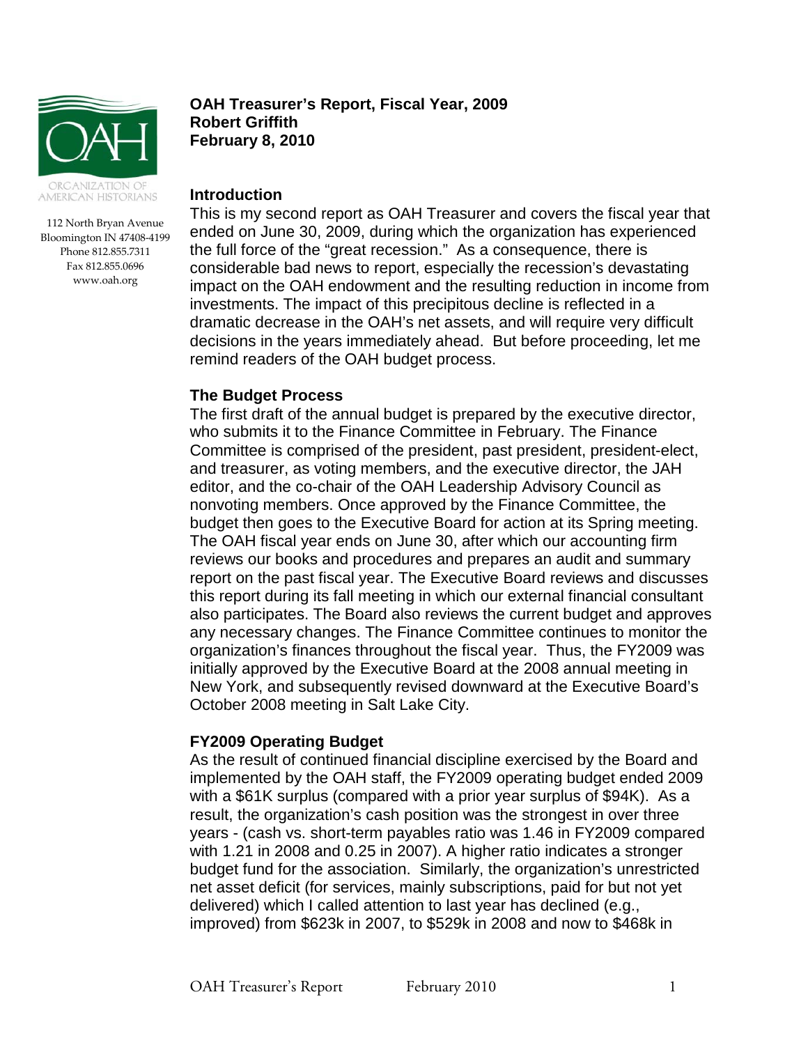ORGANIZATION OF AMERICAN HISTORIANS

112 North Bryan Avenue
Bloomington IN 47408-4199
Phone 812.855.7311
Fax 812.855.0696
www.oah.org

**OAH Treasurer's Report, Fiscal Year, 2009**
**Robert Griffith**
**February 8, 2010**

## Introduction

This is my second report as OAH Treasurer and covers the fiscal year that ended on June 30, 2009, during which the organization has experienced the full force of the "great recession." As a consequence, there is considerable bad news to report, especially the recession's devastating impact on the OAH endowment and the resulting reduction in income from investments. The impact of this precipitous decline is reflected in a dramatic decrease in the OAH's net assets, and will require very difficult decisions in the years immediately ahead. But before proceeding, let me remind readers of the OAH budget process.

## The Budget Process

The first draft of the annual budget is prepared by the executive director, who submits it to the Finance Committee in February. The Finance Committee is comprised of the president, past president, president-elect, and treasurer, as voting members, and the executive director, the JAH editor, and the co-chair of the OAH Leadership Advisory Council as nonvoting members. Once approved by the Finance Committee, the budget then goes to the Executive Board for action at its Spring meeting. The OAH fiscal year ends on June 30, after which our accounting firm reviews our books and procedures and prepares an audit and summary report on the past fiscal year. The Executive Board reviews and discusses this report during its fall meeting in which our external financial consultant also participates. The Board also reviews the current budget and approves any necessary changes. The Finance Committee continues to monitor the organization's finances throughout the fiscal year. Thus, the FY2009 was initially approved by the Executive Board at the 2008 annual meeting in New York, and subsequently revised downward at the Executive Board's October 2008 meeting in Salt Lake City.

## FY2009 Operating Budget

As the result of continued financial discipline exercised by the Board and implemented by the OAH staff, the FY2009 operating budget ended 2009 with a $61K surplus (compared with a prior year surplus of $94K). As a result, the organization's cash position was the strongest in over three years - (cash vs. short-term payables ratio was 1.46 in FY2009 compared with 1.21 in 2008 and 0.25 in 2007). A higher ratio indicates a stronger budget fund for the association. Similarly, the organization's unrestricted net asset deficit (for services, mainly subscriptions, paid for but not yet delivered) which I called attention to last year has declined (e.g., improved) from $623k in 2007, to $529k in 2008 and now to $468k in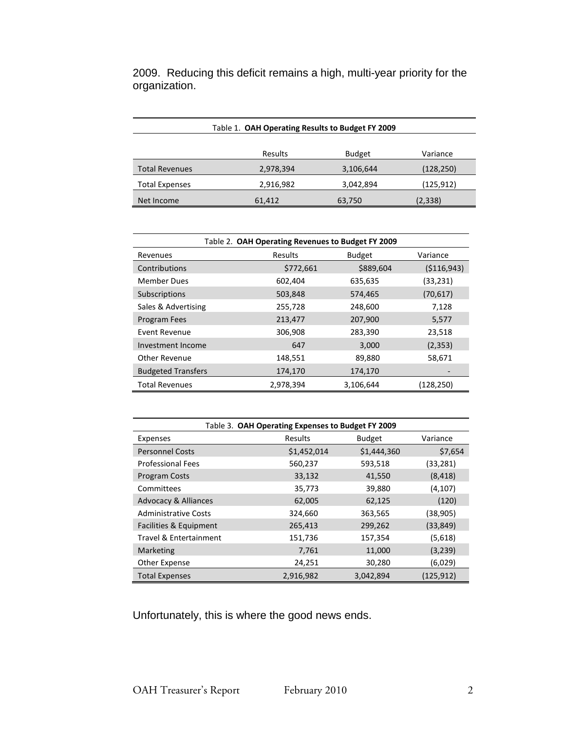2009. Reducing this deficit remains a high, multi-year priority for the organization.

Table 1. **OAH Operating Results to Budget FY 2009**

| | Results | Budget | Variance |
|---|---|---|---|
| Total Revenues | 2,978,394 | 3,106,644 | (128,250) |
| Total Expenses | 2,916,982 | 3,042,894 | (125,912) |
| Net Income | 61,412 | 63,750 | (2,338) |

Table 2. **OAH Operating Revenues to Budget FY 2009**

| Revenues | Results | Budget | Variance |
|---|---|---|---|
| Contributions | $772,661 | $889,604 | ($116,943) |
| Member Dues | 602,404 | 635,635 | (33,231) |
| Subscriptions | 503,848 | 574,465 | (70,617) |
| Sales & Advertising | 255,728 | 248,600 | 7,128 |
| Program Fees | 213,477 | 207,900 | 5,577 |
| Event Revenue | 306,908 | 283,390 | 23,518 |
| Investment Income | 647 | 3,000 | (2,353) |
| Other Revenue | 148,551 | 89,880 | 58,671 |
| Budgeted Transfers | 174,170 | 174,170 | - |
| Total Revenues | 2,978,394 | 3,106,644 | (128,250) |

Table 3. **OAH Operating Expenses to Budget FY 2009**

| Expenses | Results | Budget | Variance |
|---|---|---|---|
| Personnel Costs | $1,452,014 | $1,444,360 | $7,654 |
| Professional Fees | 560,237 | 593,518 | (33,281) |
| Program Costs | 33,132 | 41,550 | (8,418) |
| Committees | 35,773 | 39,880 | (4,107) |
| Advocacy & Alliances | 62,005 | 62,125 | (120) |
| Administrative Costs | 324,660 | 363,565 | (38,905) |
| Facilities & Equipment | 265,413 | 299,262 | (33,849) |
| Travel & Entertainment | 151,736 | 157,354 | (5,618) |
| Marketing | 7,761 | 11,000 | (3,239) |
| Other Expense | 24,251 | 30,280 | (6,029) |
| Total Expenses | 2,916,982 | 3,042,894 | (125,912) |

Unfortunately, this is where the good news ends.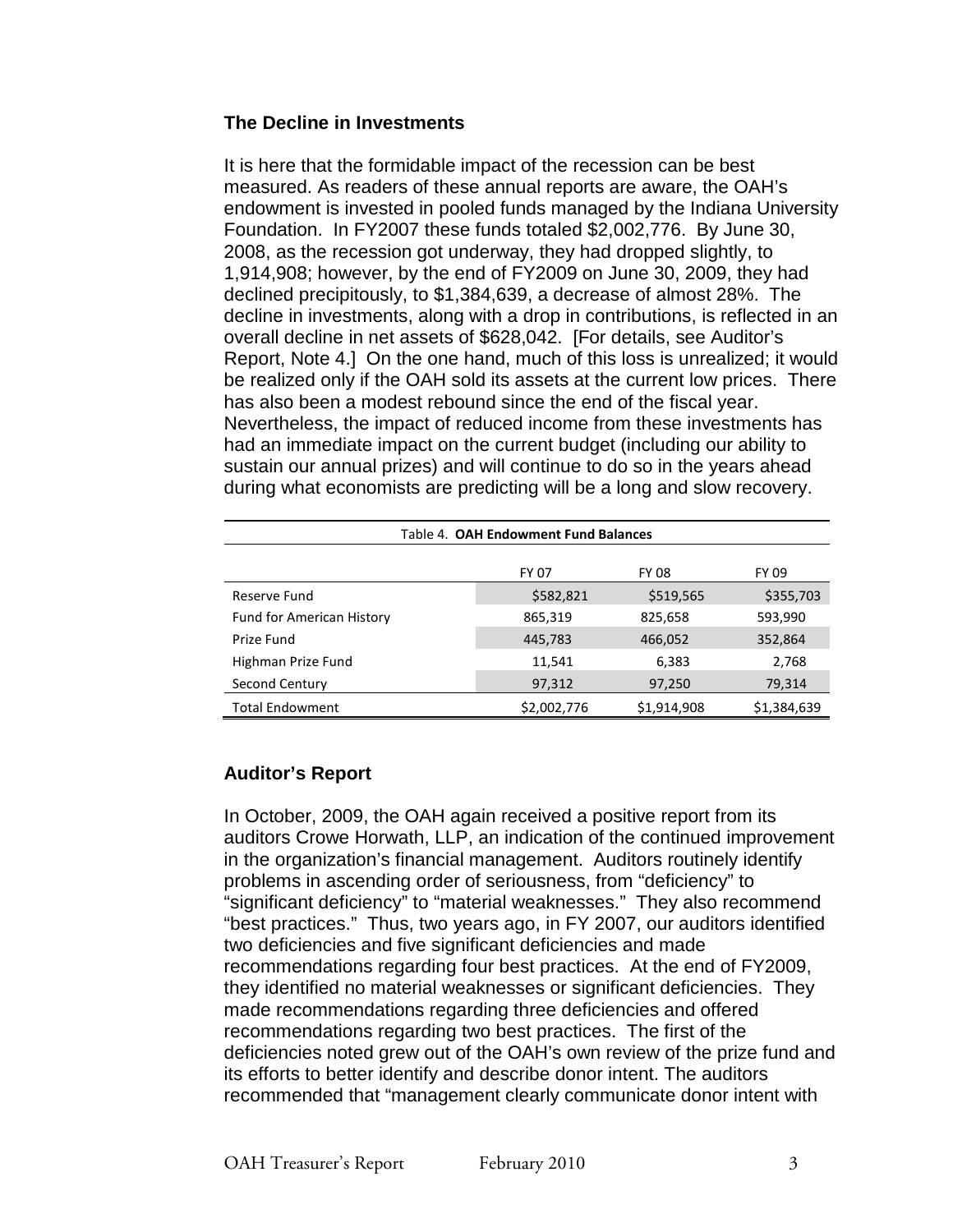## The Decline in Investments

It is here that the formidable impact of the recession can be best measured. As readers of these annual reports are aware, the OAH's endowment is invested in pooled funds managed by the Indiana University Foundation. In FY2007 these funds totaled $2,002,776. By June 30, 2008, as the recession got underway, they had dropped slightly, to 1,914,908; however, by the end of FY2009 on June 30, 2009, they had declined precipitously, to $1,384,639, a decrease of almost 28%. The decline in investments, along with a drop in contributions, is reflected in an overall decline in net assets of $628,042. [For details, see Auditor's Report, Note 4.] On the one hand, much of this loss is unrealized; it would be realized only if the OAH sold its assets at the current low prices. There has also been a modest rebound since the end of the fiscal year. Nevertheless, the impact of reduced income from these investments has had an immediate impact on the current budget (including our ability to sustain our annual prizes) and will continue to do so in the years ahead during what economists are predicting will be a long and slow recovery.

Table 4. **OAH Endowment Fund Balances**

| | FY 07 | FY 08 | FY 09 |
|---|---|---|---|
| Reserve Fund | $582,821 | $519,565 | $355,703 |
| Fund for American History | 865,319 | 825,658 | 593,990 |
| Prize Fund | 445,783 | 466,052 | 352,864 |
| Highman Prize Fund | 11,541 | 6,383 | 2,768 |
| Second Century | 97,312 | 97,250 | 79,314 |
| Total Endowment | $2,002,776 | $1,914,908 | $1,384,639 |

## Auditor's Report

In October, 2009, the OAH again received a positive report from its auditors Crowe Horwath, LLP, an indication of the continued improvement in the organization's financial management. Auditors routinely identify problems in ascending order of seriousness, from "deficiency" to "significant deficiency" to "material weaknesses." They also recommend "best practices." Thus, two years ago, in FY 2007, our auditors identified two deficiencies and five significant deficiencies and made recommendations regarding four best practices. At the end of FY2009, they identified no material weaknesses or significant deficiencies. They made recommendations regarding three deficiencies and offered recommendations regarding two best practices. The first of the deficiencies noted grew out of the OAH's own review of the prize fund and its efforts to better identify and describe donor intent. The auditors recommended that "management clearly communicate donor intent with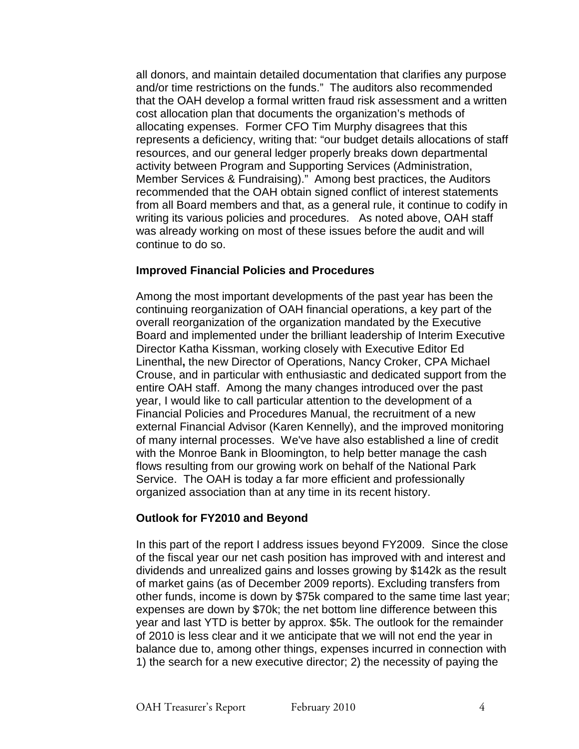all donors, and maintain detailed documentation that clarifies any purpose and/or time restrictions on the funds." The auditors also recommended that the OAH develop a formal written fraud risk assessment and a written cost allocation plan that documents the organization's methods of allocating expenses. Former CFO Tim Murphy disagrees that this represents a deficiency, writing that: "our budget details allocations of staff resources, and our general ledger properly breaks down departmental activity between Program and Supporting Services (Administration, Member Services & Fundraising)." Among best practices, the Auditors recommended that the OAH obtain signed conflict of interest statements from all Board members and that, as a general rule, it continue to codify in writing its various policies and procedures. As noted above, OAH staff was already working on most of these issues before the audit and will continue to do so.

### Improved Financial Policies and Procedures

Among the most important developments of the past year has been the continuing reorganization of OAH financial operations, a key part of the overall reorganization of the organization mandated by the Executive Board and implemented under the brilliant leadership of Interim Executive Director Katha Kissman, working closely with Executive Editor Ed Linenthal**,** the new Director of Operations, Nancy Croker, CPA Michael Crouse, and in particular with enthusiastic and dedicated support from the entire OAH staff. Among the many changes introduced over the past year, I would like to call particular attention to the development of a Financial Policies and Procedures Manual, the recruitment of a new external Financial Advisor (Karen Kennelly), and the improved monitoring of many internal processes. We've have also established a line of credit with the Monroe Bank in Bloomington, to help better manage the cash flows resulting from our growing work on behalf of the National Park Service. The OAH is today a far more efficient and professionally organized association than at any time in its recent history.

### Outlook for FY2010 and Beyond

In this part of the report I address issues beyond FY2009. Since the close of the fiscal year our net cash position has improved with and interest and dividends and unrealized gains and losses growing by $142k as the result of market gains (as of December 2009 reports). Excluding transfers from other funds, income is down by $75k compared to the same time last year; expenses are down by $70k; the net bottom line difference between this year and last YTD is better by approx. $5k. The outlook for the remainder of 2010 is less clear and it we anticipate that we will not end the year in balance due to, among other things, expenses incurred in connection with 1) the search for a new executive director; 2) the necessity of paying the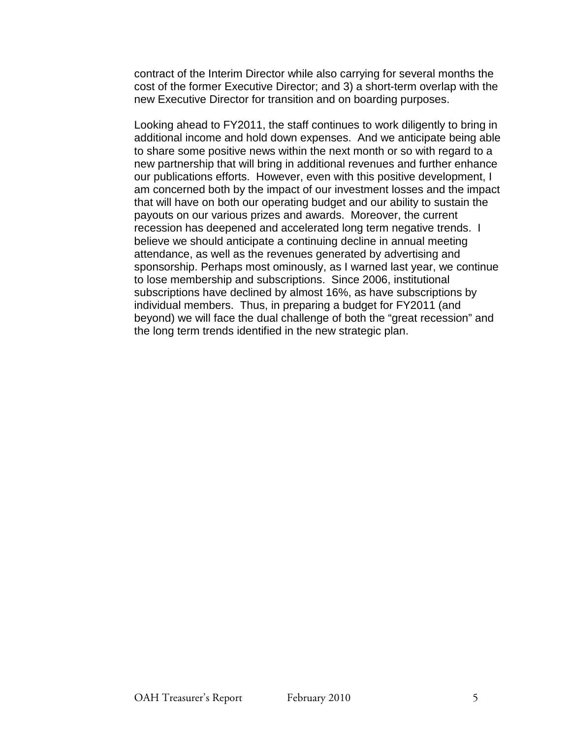contract of the Interim Director while also carrying for several months the cost of the former Executive Director; and 3) a short-term overlap with the new Executive Director for transition and on boarding purposes.

Looking ahead to FY2011, the staff continues to work diligently to bring in additional income and hold down expenses. And we anticipate being able to share some positive news within the next month or so with regard to a new partnership that will bring in additional revenues and further enhance our publications efforts. However, even with this positive development, I am concerned both by the impact of our investment losses and the impact that will have on both our operating budget and our ability to sustain the payouts on our various prizes and awards. Moreover, the current recession has deepened and accelerated long term negative trends. I believe we should anticipate a continuing decline in annual meeting attendance, as well as the revenues generated by advertising and sponsorship. Perhaps most ominously, as I warned last year, we continue to lose membership and subscriptions. Since 2006, institutional subscriptions have declined by almost 16%, as have subscriptions by individual members. Thus, in preparing a budget for FY2011 (and beyond) we will face the dual challenge of both the "great recession" and the long term trends identified in the new strategic plan.